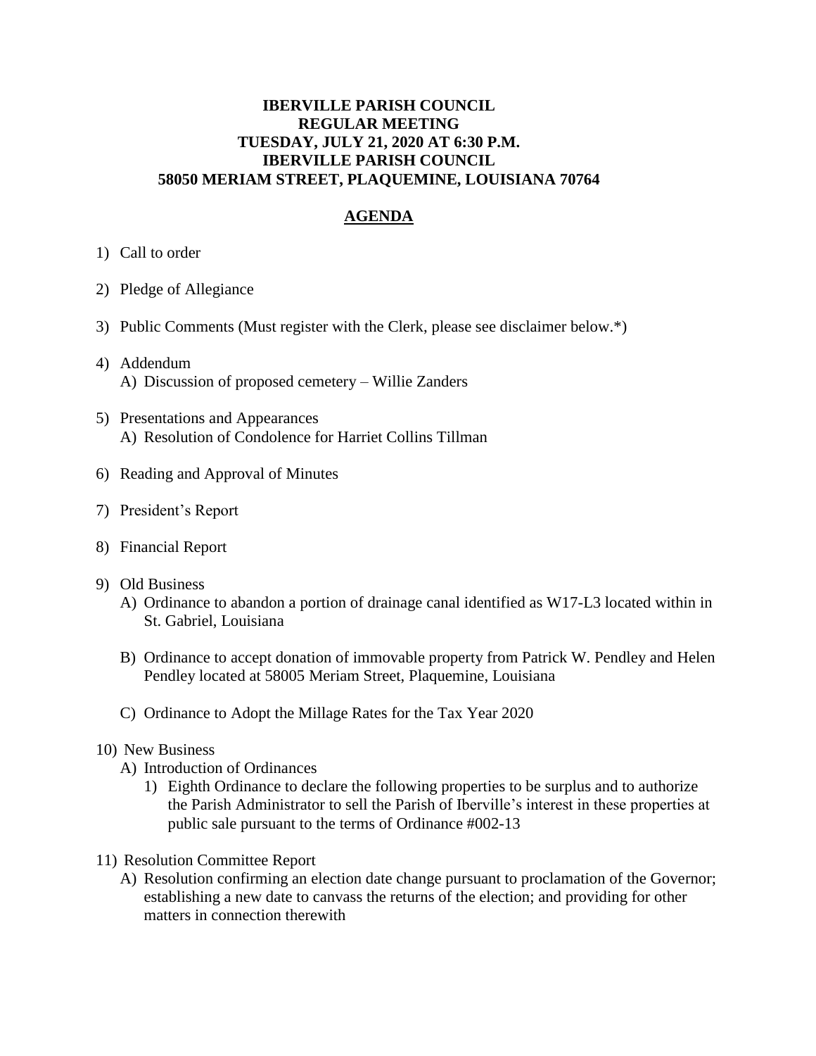**IBERVILLE PARISH COUNCIL**
**REGULAR MEETING**
**TUESDAY, JULY 21, 2020 AT 6:30 P.M.**
**IBERVILLE PARISH COUNCIL**
**58050 MERIAM STREET, PLAQUEMINE, LOUISIANA 70764**

## AGENDA

1) Call to order

2) Pledge of Allegiance

3) Public Comments (Must register with the Clerk, please see disclaimer below.*)

4) Addendum
   A) Discussion of proposed cemetery – Willie Zanders

5) Presentations and Appearances
   A) Resolution of Condolence for Harriet Collins Tillman

6) Reading and Approval of Minutes

7) President's Report

8) Financial Report

9) Old Business
   A) Ordinance to abandon a portion of drainage canal identified as W17-L3 located within in St. Gabriel, Louisiana

   B) Ordinance to accept donation of immovable property from Patrick W. Pendley and Helen Pendley located at 58005 Meriam Street, Plaquemine, Louisiana

   C) Ordinance to Adopt the Millage Rates for the Tax Year 2020

10) New Business
    A) Introduction of Ordinances
       1) Eighth Ordinance to declare the following properties to be surplus and to authorize the Parish Administrator to sell the Parish of Iberville's interest in these properties at public sale pursuant to the terms of Ordinance #002-13

11) Resolution Committee Report
    A) Resolution confirming an election date change pursuant to proclamation of the Governor; establishing a new date to canvass the returns of the election; and providing for other matters in connection therewith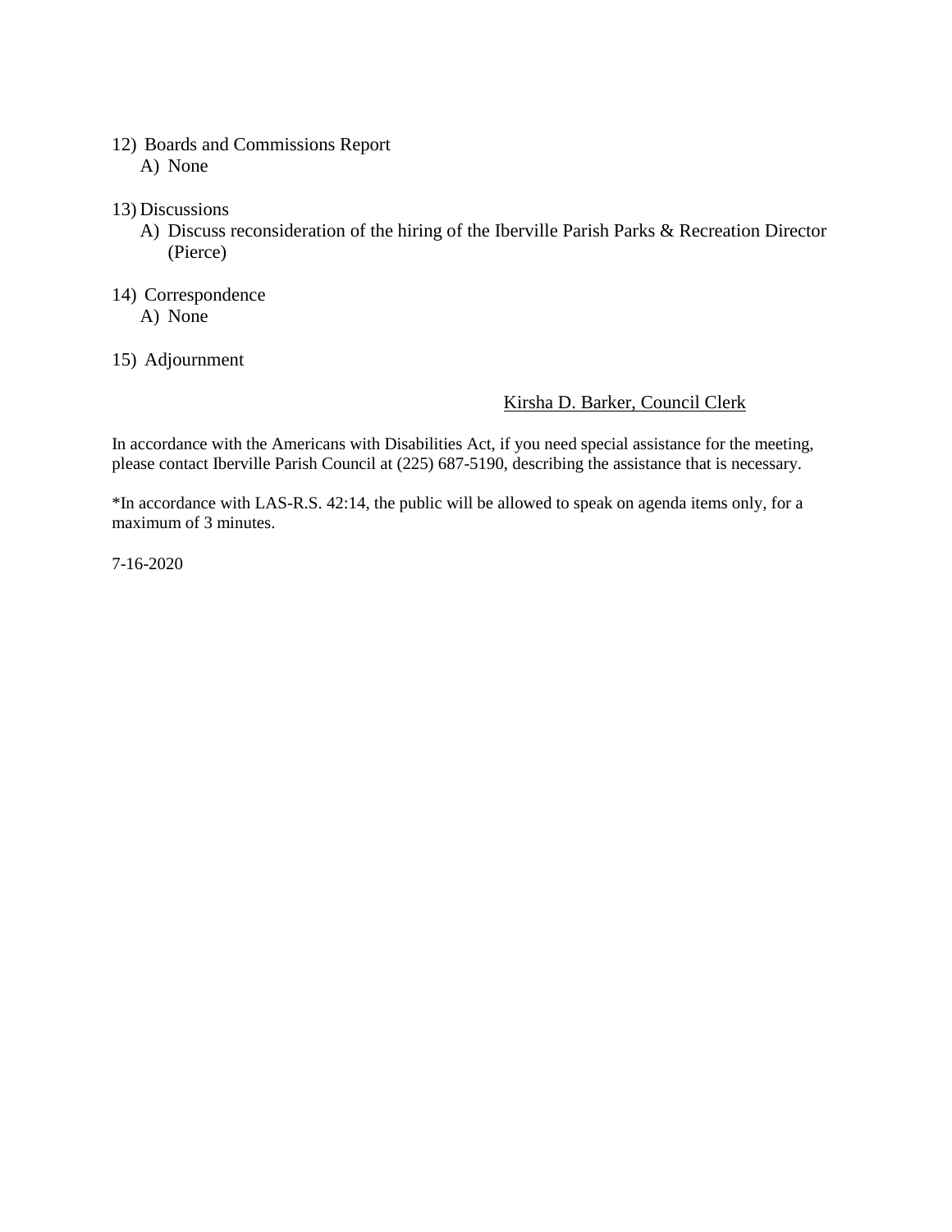12) Boards and Commissions Report
    A) None

13) Discussions
    A) Discuss reconsideration of the hiring of the Iberville Parish Parks & Recreation Director (Pierce)

14) Correspondence
    A) None

15) Adjournment

Kirsha D. Barker, Council Clerk

In accordance with the Americans with Disabilities Act, if you need special assistance for the meeting, please contact Iberville Parish Council at (225) 687-5190, describing the assistance that is necessary.

*In accordance with LAS-R.S. 42:14, the public will be allowed to speak on agenda items only, for a maximum of 3 minutes.

7-16-2020